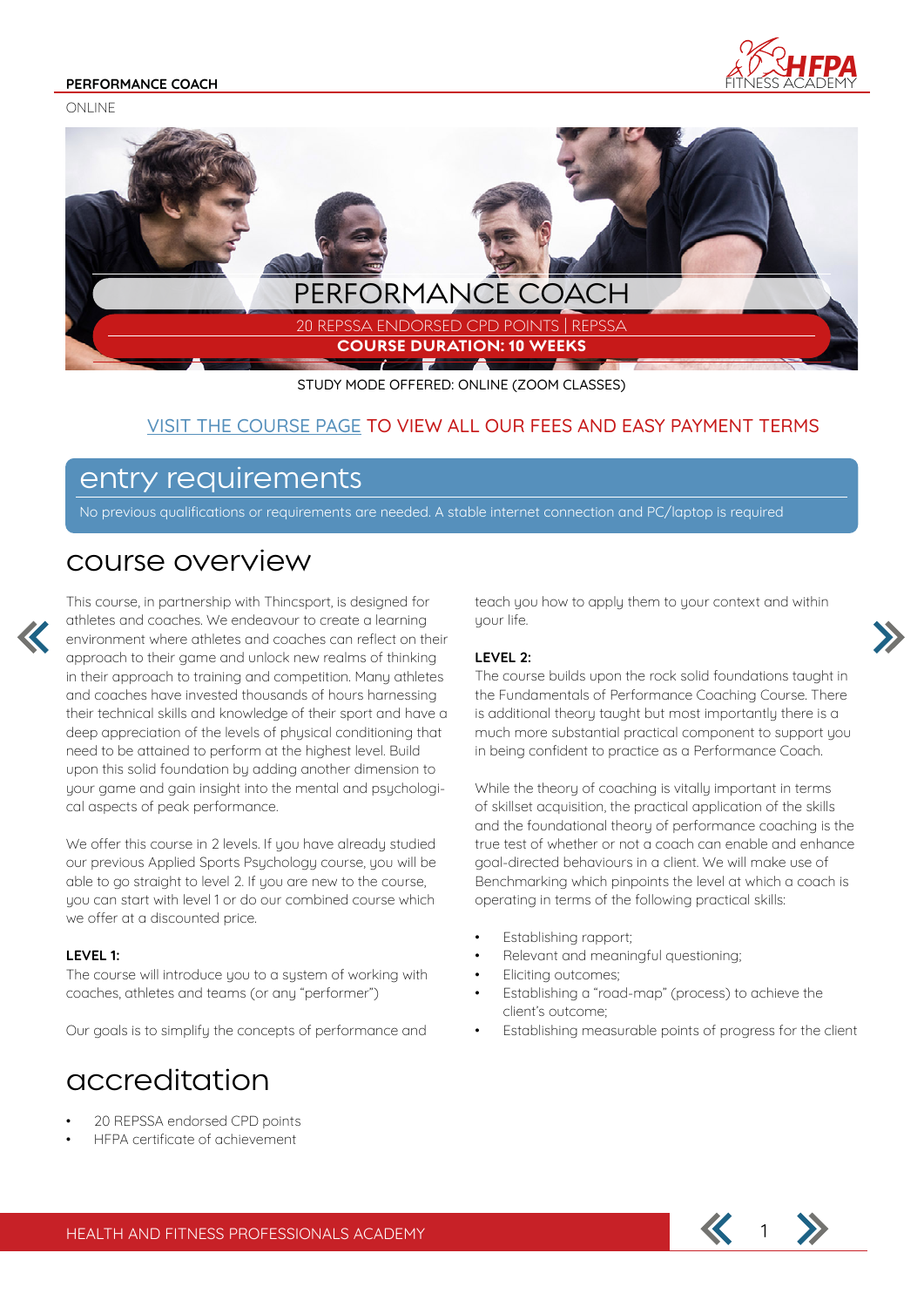ONLINE

# PERFORMANCE COACH

20 REPSSA ENDORSED CPD POINTS | REPSSA

**COURSE DURATION: 10 WEEKS**

STUDY MODE OFFERED: ONLINE (ZOOM CLASSES)

VISIT THE COURSE PAGE TO VIEW ALL OUR FEES AND EASY PAYMENT TERMS

## entry requirements

No previous qualifications or requirements are needed. A stable internet connection and PC/laptop is required

## course overview

This course, in partnership with Thincsport, is designed for athletes and coaches. We endeavour to create a learning environment where athletes and coaches can reflect on their approach to their game and unlock new realms of thinking in their approach to training and competition. Many athletes and coaches have invested thousands of hours harnessing their technical skills and knowledge of their sport and have a deep appreciation of the levels of physical conditioning that need to be attained to perform at the highest level. Build upon this solid foundation by adding another dimension to your game and gain insight into the mental and psychological aspects of peak performance.

We offer this course in 2 levels. If you have already studied our previous Applied Sports Psychology course, you will be able to go straight to level 2. If you are new to the course, you can start with level 1 or do our combined course which we offer at a discounted price.

**LEVEL 1:**
The course will introduce you to a system of working with coaches, athletes and teams (or any "performer")

Our goals is to simplify the concepts of performance and teach you how to apply them to your context and within your life.

**LEVEL 2:**
The course builds upon the rock solid foundations taught in the Fundamentals of Performance Coaching Course. There is additional theory taught but most importantly there is a much more substantial practical component to support you in being confident to practice as a Performance Coach.

While the theory of coaching is vitally important in terms of skillset acquisition, the practical application of the skills and the foundational theory of performance coaching is the true test of whether or not a coach can enable and enhance goal-directed behaviours in a client. We will make use of Benchmarking which pinpoints the level at which a coach is operating in terms of the following practical skills:

- Establishing rapport;
- Relevant and meaningful questioning;
- Eliciting outcomes;
- Establishing a "road-map" (process) to achieve the client's outcome;
- Establishing measurable points of progress for the client

## accreditation

- 20 REPSSA endorsed CPD points
- HFPA certificate of achievement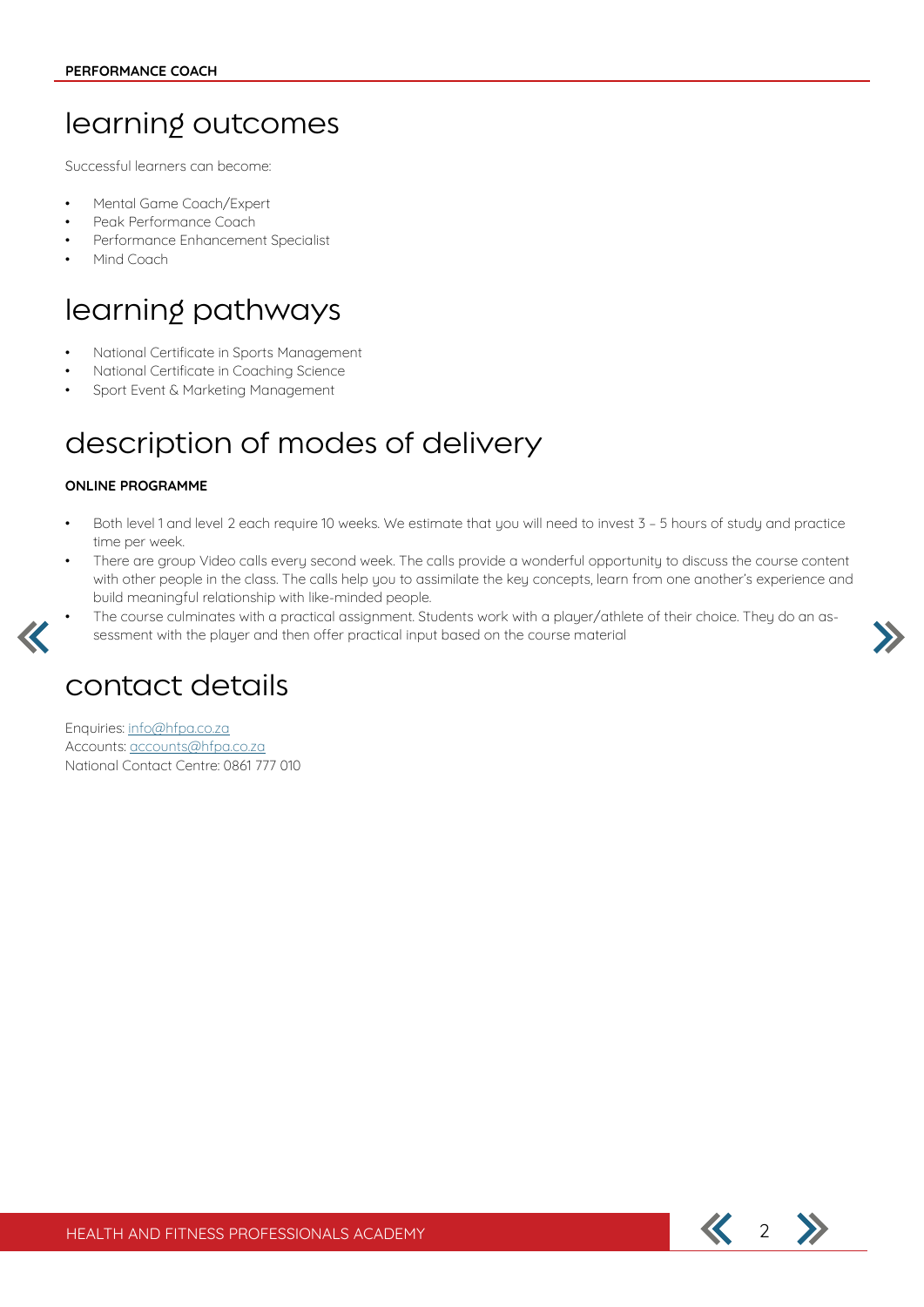## learning outcomes

Successful learners can become:

- Mental Game Coach/Expert
- Peak Performance Coach
- Performance Enhancement Specialist
- Mind Coach

## learning pathways

- National Certificate in Sports Management
- National Certificate in Coaching Science
- Sport Event & Marketing Management

## description of modes of delivery

**ONLINE PROGRAMME**

- Both level 1 and level 2 each require 10 weeks. We estimate that you will need to invest 3 – 5 hours of study and practice time per week.
- There are group Video calls every second week. The calls provide a wonderful opportunity to discuss the course content with other people in the class. The calls help you to assimilate the key concepts, learn from one another's experience and build meaningful relationship with like-minded people.
- The course culminates with a practical assignment. Students work with a player/athlete of their choice. They do an assessment with the player and then offer practical input based on the course material

## contact details

Enquiries: info@hfpa.co.za
Accounts: accounts@hfpa.co.za
National Contact Centre: 0861 777 010